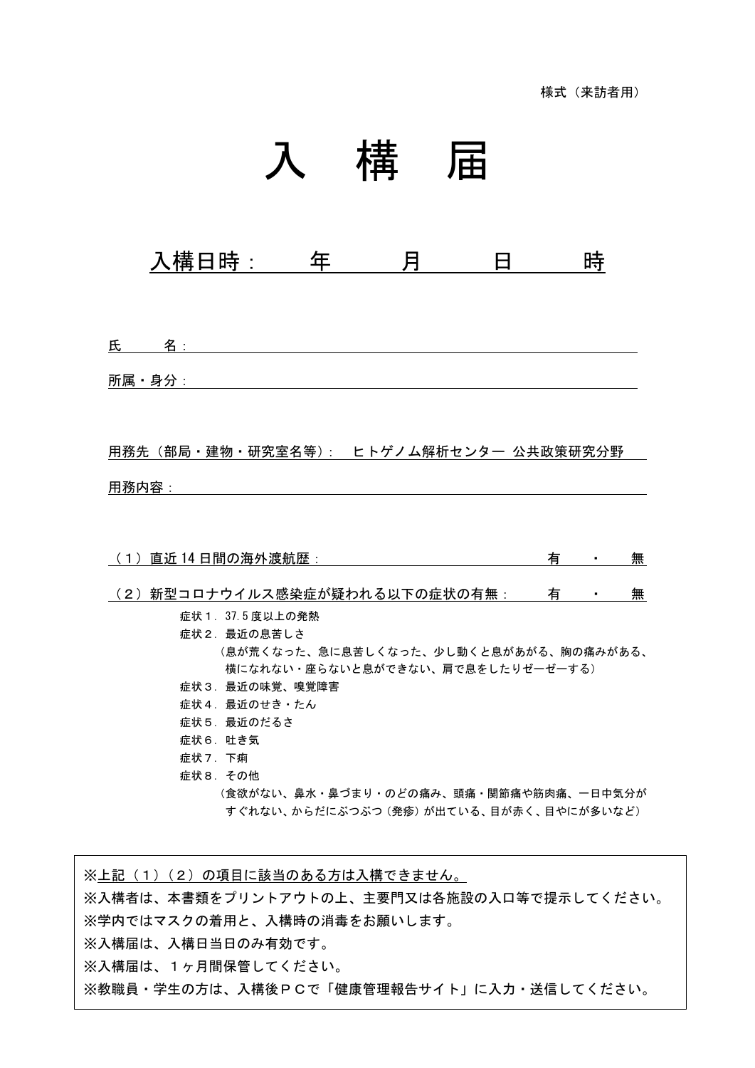様式（来訪者用）

# 入　構　届

## 入構日時：　　年　　月　　日　　時

氏　　名：

所属・身分：

用務先（部局・建物・研究室名等）：　ヒトゲノム解析センター 公共政策研究分野

用務内容：

（１）直近 14 日間の海外渡航歴：　　有　・　無

（２）新型コロナウイルス感染症が疑われる以下の症状の有無：　　有　・　無

症状１．37.5 度以上の発熱
症状２．最近の息苦しさ
（息が荒くなった、急に息苦しくなった、少し動くと息があがる、胸の痛みがある、横になれない・座らないと息ができない、肩で息をしたりゼーゼーする）
症状３．最近の味覚、嗅覚障害
症状４．最近のせき・たん
症状５．最近のだるさ
症状６．吐き気
症状７．下痢
症状８．その他
（食欲がない、鼻水・鼻づまり・のどの痛み、頭痛・関節痛や筋肉痛、一日中気分がすぐれない、からだにぶつぶつ（発疹）が出ている、目が赤く、目やにが多いなど）

※上記（１）（２）の項目に該当のある方は入構できません。
※入構者は、本書類をプリントアウトの上、主要門又は各施設の入口等で提示してください。
※学内ではマスクの着用と、入構時の消毒をお願いします。
※入構届は、入構日当日のみ有効です。
※入構届は、１ヶ月間保管してください。
※教職員・学生の方は、入構後ＰＣで「健康管理報告サイト」に入力・送信してください。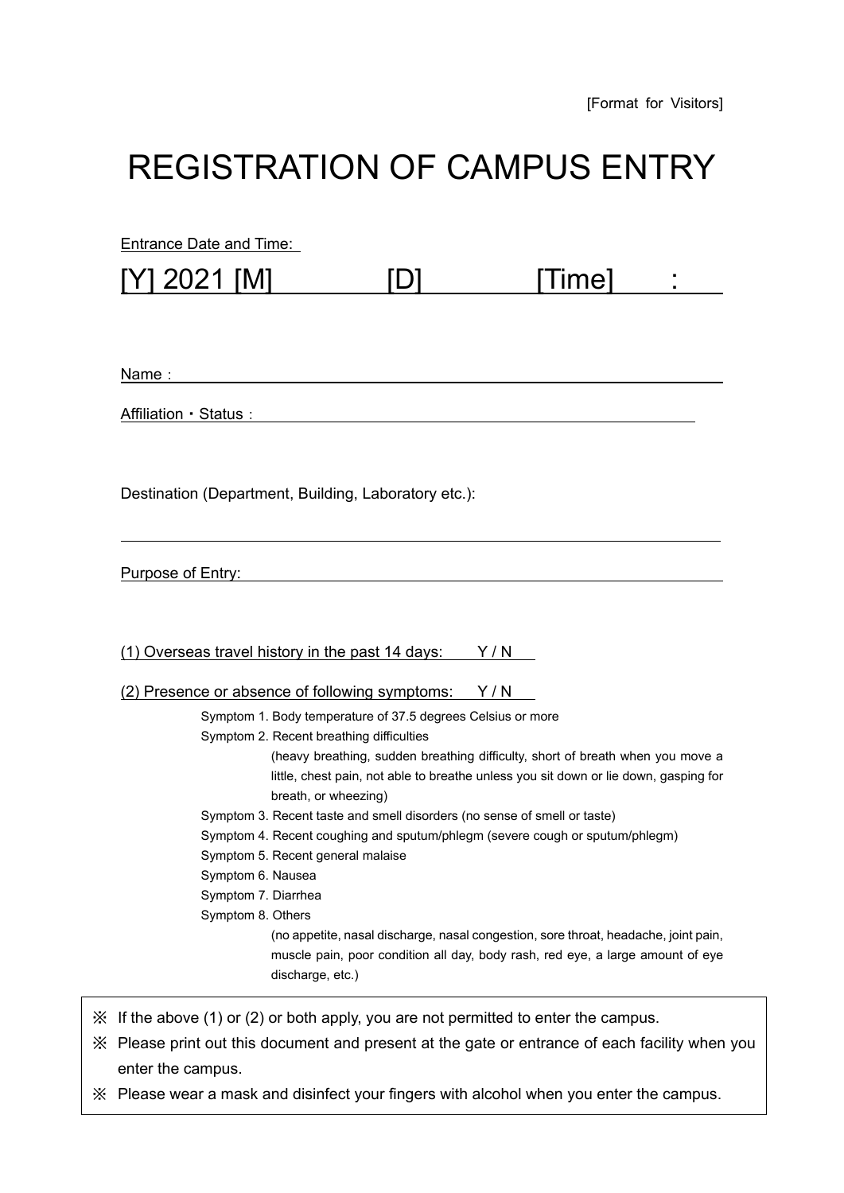[Format for Visitors]

# REGISTRATION OF CAMPUS ENTRY

Entrance Date and Time:

[Y] 2021 [M] \_\_\_\_\_\_\_\_ [D] \_\_\_\_\_\_\_\_ [Time] \_\_\_\_ : \_\_\_\_

Name：\_\_\_\_\_\_\_\_\_\_\_\_\_\_\_\_\_\_\_\_\_\_\_\_\_\_\_\_\_\_\_\_\_\_\_\_\_\_\_\_

Affiliation・Status：\_\_\_\_\_\_\_\_\_\_\_\_\_\_\_\_\_\_\_\_\_\_\_\_\_\_\_\_\_\_\_\_\_\_

Destination (Department, Building, Laboratory etc.):

\_\_\_\_\_\_\_\_\_\_\_\_\_\_\_\_\_\_\_\_\_\_\_\_\_\_\_\_\_\_\_\_\_\_\_\_\_\_\_\_\_\_\_\_\_\_\_\_\_\_

Purpose of Entry: \_\_\_\_\_\_\_\_\_\_\_\_\_\_\_\_\_\_\_\_\_\_\_\_\_\_\_\_\_\_\_\_\_\_\_\_

(1) Overseas travel history in the past 14 days: Y / N

(2) Presence or absence of following symptoms: Y / N

- Symptom 1. Body temperature of 37.5 degrees Celsius or more
- Symptom 2. Recent breathing difficulties
  (heavy breathing, sudden breathing difficulty, short of breath when you move a little, chest pain, not able to breathe unless you sit down or lie down, gasping for breath, or wheezing)
- Symptom 3. Recent taste and smell disorders (no sense of smell or taste)
- Symptom 4. Recent coughing and sputum/phlegm (severe cough or sputum/phlegm)
- Symptom 5. Recent general malaise
- Symptom 6. Nausea
- Symptom 7. Diarrhea
- Symptom 8. Others
  (no appetite, nasal discharge, nasal congestion, sore throat, headache, joint pain, muscle pain, poor condition all day, body rash, red eye, a large amount of eye discharge, etc.)

※ If the above (1) or (2) or both apply, you are not permitted to enter the campus.

※ Please print out this document and present at the gate or entrance of each facility when you enter the campus.

※ Please wear a mask and disinfect your fingers with alcohol when you enter the campus.